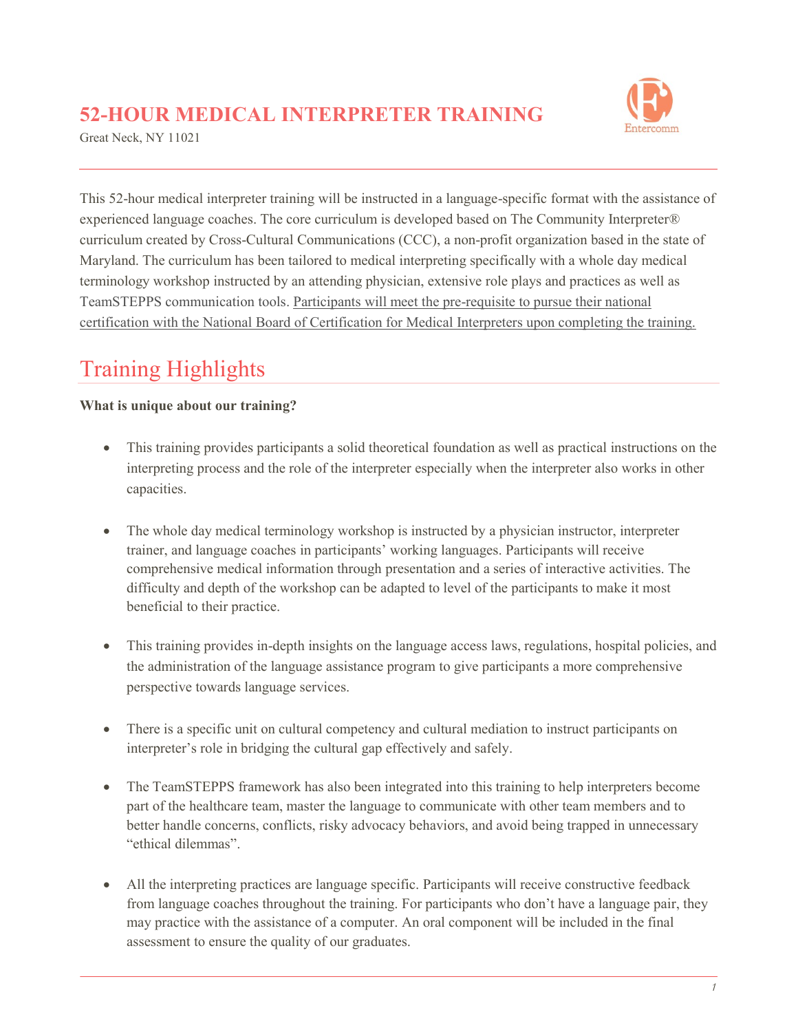# 52-HOUR MEDICAL INTERPRETER TRAINING

Great Neck, NY 11021

Entercomm

This 52-hour medical interpreter training will be instructed in a language-specific format with the assistance of experienced language coaches. The core curriculum is developed based on The Community Interpreter® curriculum created by Cross-Cultural Communications (CCC), a non-profit organization based in the state of Maryland. The curriculum has been tailored to medical interpreting specifically with a whole day medical terminology workshop instructed by an attending physician, extensive role plays and practices as well as TeamSTEPPS communication tools. Participants will meet the pre-requisite to pursue their national certification with the National Board of Certification for Medical Interpreters upon completing the training.

## Training Highlights

**What is unique about our training?**

- This training provides participants a solid theoretical foundation as well as practical instructions on the interpreting process and the role of the interpreter especially when the interpreter also works in other capacities.

- The whole day medical terminology workshop is instructed by a physician instructor, interpreter trainer, and language coaches in participants' working languages. Participants will receive comprehensive medical information through presentation and a series of interactive activities. The difficulty and depth of the workshop can be adapted to level of the participants to make it most beneficial to their practice.

- This training provides in-depth insights on the language access laws, regulations, hospital policies, and the administration of the language assistance program to give participants a more comprehensive perspective towards language services.

- There is a specific unit on cultural competency and cultural mediation to instruct participants on interpreter's role in bridging the cultural gap effectively and safely.

- The TeamSTEPPS framework has also been integrated into this training to help interpreters become part of the healthcare team, master the language to communicate with other team members and to better handle concerns, conflicts, risky advocacy behaviors, and avoid being trapped in unnecessary "ethical dilemmas".

- All the interpreting practices are language specific. Participants will receive constructive feedback from language coaches throughout the training. For participants who don't have a language pair, they may practice with the assistance of a computer. An oral component will be included in the final assessment to ensure the quality of our graduates.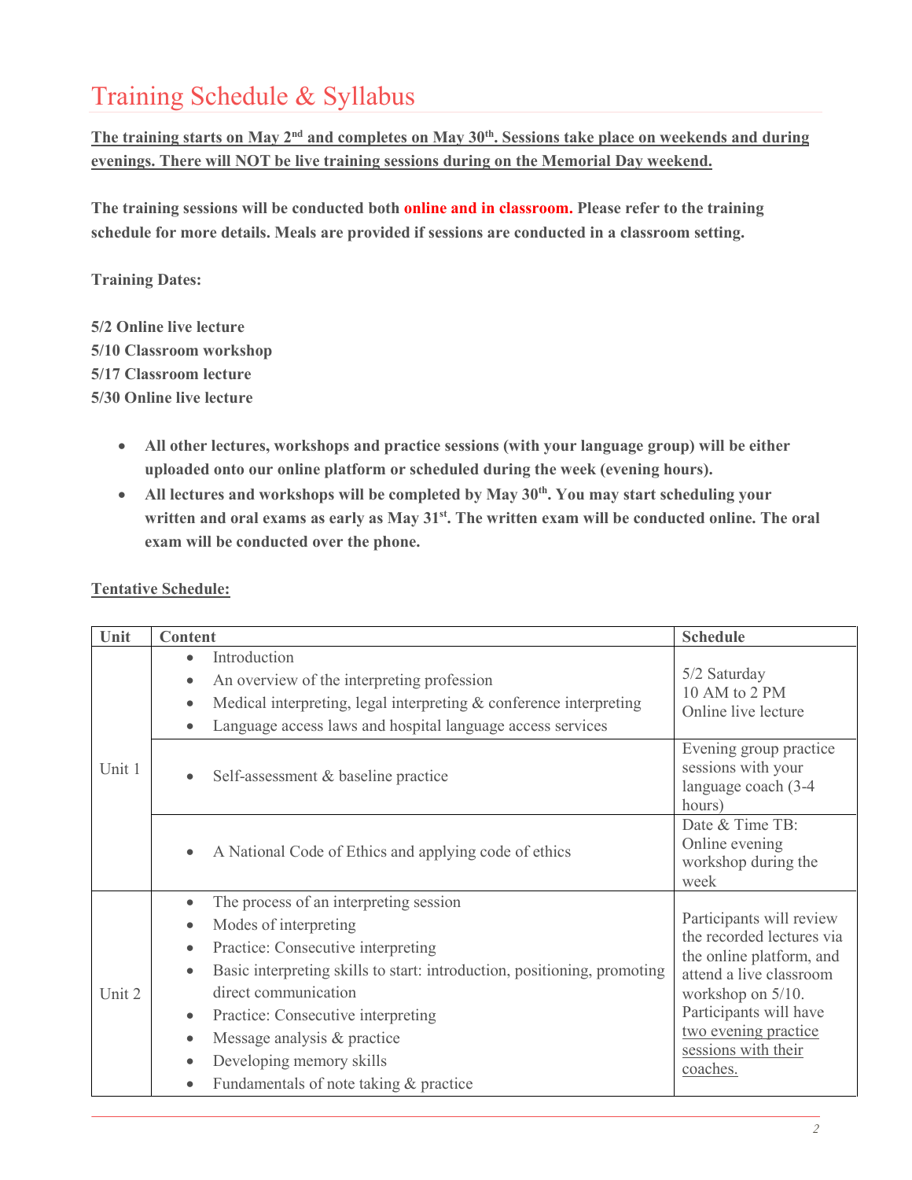# Training Schedule & Syllabus

**The training starts on May 2nd and completes on May 30th. Sessions take place on weekends and during evenings. There will NOT be live training sessions during on the Memorial Day weekend.**

**The training sessions will be conducted both online and in classroom. Please refer to the training schedule for more details. Meals are provided if sessions are conducted in a classroom setting.**

**Training Dates:**

**5/2 Online live lecture**
**5/10 Classroom workshop**
**5/17 Classroom lecture**
**5/30 Online live lecture**

- **All other lectures, workshops and practice sessions (with your language group) will be either uploaded onto our online platform or scheduled during the week (evening hours).**
- **All lectures and workshops will be completed by May 30th. You may start scheduling your written and oral exams as early as May 31st. The written exam will be conducted online. The oral exam will be conducted over the phone.**

**Tentative Schedule:**

| Unit | Content | Schedule |
|---|---|---|
| Unit 1 | • Introduction<br>• An overview of the interpreting profession<br>• Medical interpreting, legal interpreting & conference interpreting<br>• Language access laws and hospital language access services | 5/2 Saturday<br>10 AM to 2 PM<br>Online live lecture |
| | • Self-assessment & baseline practice | Evening group practice sessions with your language coach (3-4 hours) |
| | • A National Code of Ethics and applying code of ethics | Date & Time TB: Online evening workshop during the week |
| Unit 2 | • The process of an interpreting session<br>• Modes of interpreting<br>• Practice: Consecutive interpreting<br>• Basic interpreting skills to start: introduction, positioning, promoting direct communication<br>• Practice: Consecutive interpreting<br>• Message analysis & practice<br>• Developing memory skills<br>• Fundamentals of note taking & practice | Participants will review the recorded lectures via the online platform, and attend a live classroom workshop on 5/10. Participants will have two evening practice sessions with their coaches. |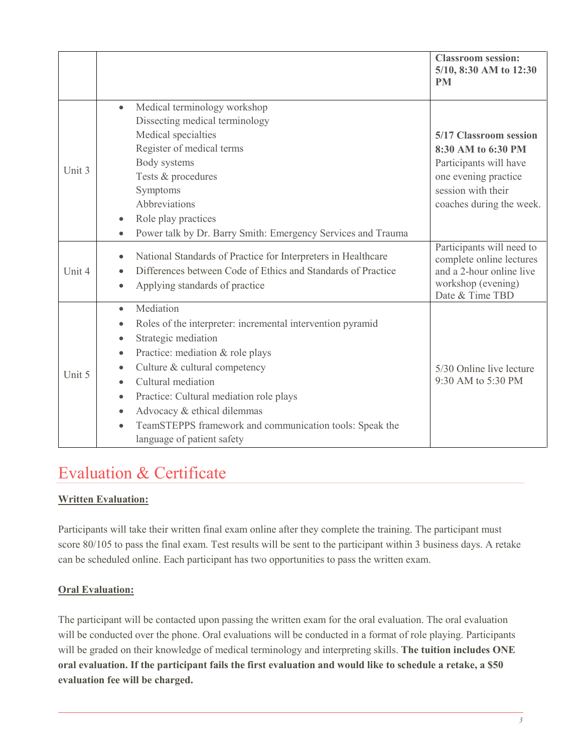| | | |
|---|---|---|
| | | **Classroom session: 5/10, 8:30 AM to 12:30 PM** |
| Unit 3 | • Medical terminology workshop<br>Dissecting medical terminology<br>Medical specialties<br>Register of medical terms<br>Body systems<br>Tests & procedures<br>Symptoms<br>Abbreviations<br>• Role play practices<br>• Power talk by Dr. Barry Smith: Emergency Services and Trauma | **5/17 Classroom session 8:30 AM to 6:30 PM**<br>Participants will have one evening practice session with their coaches during the week. |
| Unit 4 | • National Standards of Practice for Interpreters in Healthcare<br>• Differences between Code of Ethics and Standards of Practice<br>• Applying standards of practice | Participants will need to complete online lectures and a 2-hour online live workshop (evening) Date & Time TBD |
| Unit 5 | • Mediation<br>• Roles of the interpreter: incremental intervention pyramid<br>• Strategic mediation<br>• Practice: mediation & role plays<br>• Culture & cultural competency<br>• Cultural mediation<br>• Practice: Cultural mediation role plays<br>• Advocacy & ethical dilemmas<br>• TeamSTEPPS framework and communication tools: Speak the language of patient safety | 5/30 Online live lecture 9:30 AM to 5:30 PM |

# Evaluation & Certificate

**Written Evaluation:**

Participants will take their written final exam online after they complete the training. The participant must score 80/105 to pass the final exam. Test results will be sent to the participant within 3 business days. A retake can be scheduled online. Each participant has two opportunities to pass the written exam.

**Oral Evaluation:**

The participant will be contacted upon passing the written exam for the oral evaluation. The oral evaluation will be conducted over the phone. Oral evaluations will be conducted in a format of role playing. Participants will be graded on their knowledge of medical terminology and interpreting skills. **The tuition includes ONE oral evaluation. If the participant fails the first evaluation and would like to schedule a retake, a $50 evaluation fee will be charged.**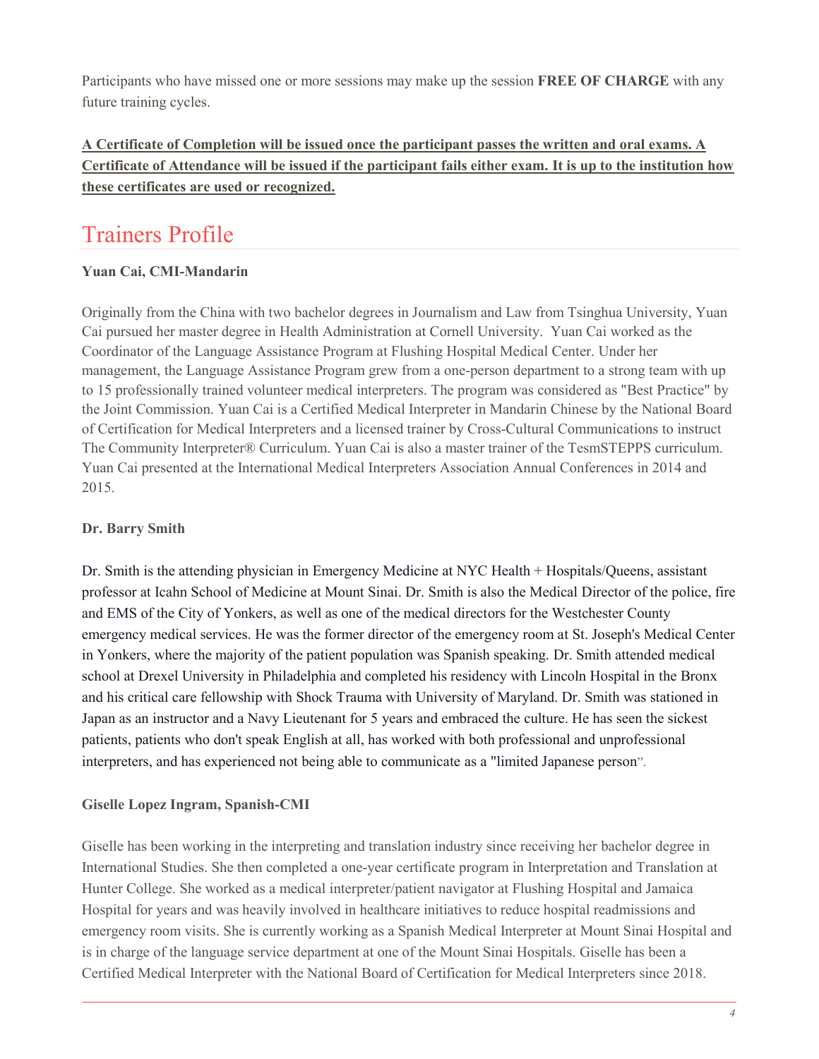Participants who have missed one or more sessions may make up the session **FREE OF CHARGE** with any future training cycles.

**A Certificate of Completion will be issued once the participant passes the written and oral exams. A Certificate of Attendance will be issued if the participant fails either exam. It is up to the institution how these certificates are used or recognized.**

## Trainers Profile

**Yuan Cai, CMI-Mandarin**

Originally from the China with two bachelor degrees in Journalism and Law from Tsinghua University, Yuan Cai pursued her master degree in Health Administration at Cornell University. Yuan Cai worked as the Coordinator of the Language Assistance Program at Flushing Hospital Medical Center. Under her management, the Language Assistance Program grew from a one-person department to a strong team with up to 15 professionally trained volunteer medical interpreters. The program was considered as "Best Practice" by the Joint Commission. Yuan Cai is a Certified Medical Interpreter in Mandarin Chinese by the National Board of Certification for Medical Interpreters and a licensed trainer by Cross-Cultural Communications to instruct The Community Interpreter® Curriculum. Yuan Cai is also a master trainer of the TesmSTEPPS curriculum. Yuan Cai presented at the International Medical Interpreters Association Annual Conferences in 2014 and 2015.

**Dr. Barry Smith**

Dr. Smith is the attending physician in Emergency Medicine at NYC Health + Hospitals/Queens, assistant professor at Icahn School of Medicine at Mount Sinai. Dr. Smith is also the Medical Director of the police, fire and EMS of the City of Yonkers, as well as one of the medical directors for the Westchester County emergency medical services. He was the former director of the emergency room at St. Joseph's Medical Center in Yonkers, where the majority of the patient population was Spanish speaking. Dr. Smith attended medical school at Drexel University in Philadelphia and completed his residency with Lincoln Hospital in the Bronx and his critical care fellowship with Shock Trauma with University of Maryland. Dr. Smith was stationed in Japan as an instructor and a Navy Lieutenant for 5 years and embraced the culture. He has seen the sickest patients, patients who don't speak English at all, has worked with both professional and unprofessional interpreters, and has experienced not being able to communicate as a "limited Japanese person".

**Giselle Lopez Ingram, Spanish-CMI**

Giselle has been working in the interpreting and translation industry since receiving her bachelor degree in International Studies. She then completed a one-year certificate program in Interpretation and Translation at Hunter College. She worked as a medical interpreter/patient navigator at Flushing Hospital and Jamaica Hospital for years and was heavily involved in healthcare initiatives to reduce hospital readmissions and emergency room visits. She is currently working as a Spanish Medical Interpreter at Mount Sinai Hospital and is in charge of the language service department at one of the Mount Sinai Hospitals. Giselle has been a Certified Medical Interpreter with the National Board of Certification for Medical Interpreters since 2018.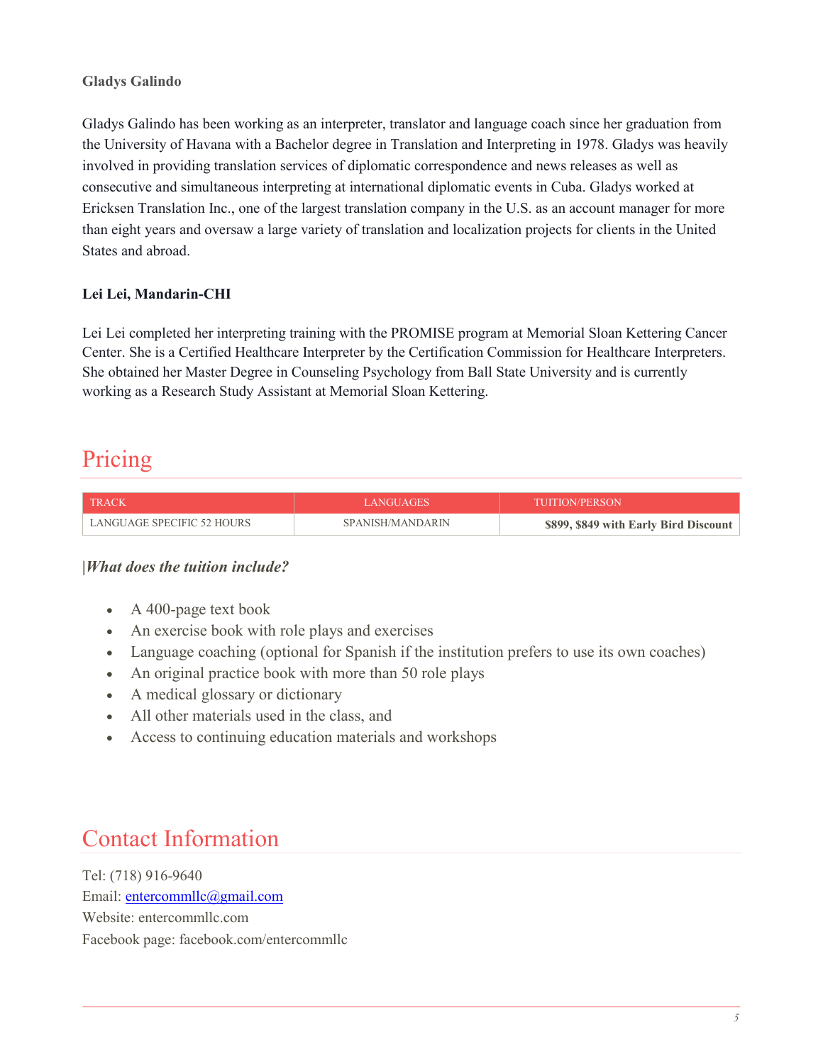**Gladys Galindo**

Gladys Galindo has been working as an interpreter, translator and language coach since her graduation from the University of Havana with a Bachelor degree in Translation and Interpreting in 1978. Gladys was heavily involved in providing translation services of diplomatic correspondence and news releases as well as consecutive and simultaneous interpreting at international diplomatic events in Cuba. Gladys worked at Ericksen Translation Inc., one of the largest translation company in the U.S. as an account manager for more than eight years and oversaw a large variety of translation and localization projects for clients in the United States and abroad.

**Lei Lei, Mandarin-CHI**

Lei Lei completed her interpreting training with the PROMISE program at Memorial Sloan Kettering Cancer Center. She is a Certified Healthcare Interpreter by the Certification Commission for Healthcare Interpreters. She obtained her Master Degree in Counseling Psychology from Ball State University and is currently working as a Research Study Assistant at Memorial Sloan Kettering.

# Pricing

| TRACK | LANGUAGES | TUITION/PERSON |
|---|---|---|
| LANGUAGE SPECIFIC 52 HOURS | SPANISH/MANDARIN | **$899, $849 with Early Bird Discount** |

***|What does the tuition include?***

- A 400-page text book
- An exercise book with role plays and exercises
- Language coaching (optional for Spanish if the institution prefers to use its own coaches)
- An original practice book with more than 50 role plays
- A medical glossary or dictionary
- All other materials used in the class, and
- Access to continuing education materials and workshops

# Contact Information

Tel: (718) 916-9640
Email: entercommllc@gmail.com
Website: entercommllc.com
Facebook page: facebook.com/entercommllc